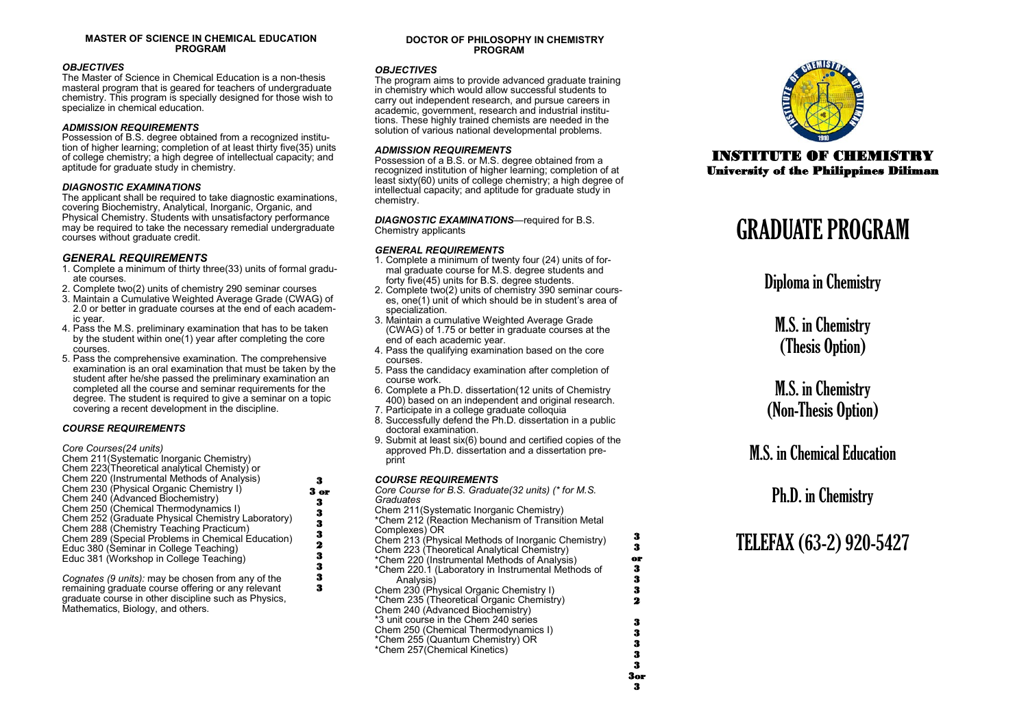## MASTER OF SCIENCE IN CHEMICAL EDUCATION PROGRAM

### *OBJECTIVES*

The Master of Science in Chemical Education is a non-thesis masteral program that is geared for teachers of undergraduate chemistry. This program is specially designed for those wish to specialize in chemical education.

### *ADMISSION REQUIREMENTS*

Possession of B.S. degree obtained from a recognized institution of higher learning; completion of at least thirty five(35) units of college chemistry; a high degree of intellectual capacity; and aptitude for graduate study in chemistry.

### *DIAGNOSTIC EXAMINATIONS*

The applicant shall be required to take diagnostic examinations, covering Biochemistry, Analytical, Inorganic, Organic, and Physical Chemistry. Students with unsatisfactory performance may be required to take the necessary remedial undergraduate courses without graduate credit.

### *GENERAL REQUIREMENTS*

1. Complete a minimum of thirty three(33) units of formal graduate courses.
2. Complete two(2) units of chemistry 290 seminar courses
3. Maintain a Cumulative Weighted Average Grade (CWAG) of 2.0 or better in graduate courses at the end of each academic year.
4. Pass the M.S. preliminary examination that has to be taken by the student within one(1) year after completing the core courses.
5. Pass the comprehensive examination. The comprehensive examination is an oral examination that must be taken by the student after he/she passed the preliminary examination an completed all the course and seminar requirements for the degree. The student is required to give a seminar on a topic covering a recent development in the discipline.

### *COURSE REQUIREMENTS*

*Core Courses(24 units)*

| Course | Units |
|---|---|
| Chem 211(Systematic Inorganic Chemistry) | 3 |
| Chem 223(Theoretical analytical Chemisty) or | 3 or |
| Chem 220 (Instrumental Methods of Analysis) | 3 |
| Chem 230 (Physical Organic Chemistry I) | 3 |
| Chem 240 (Advanced Biochemistry) | 3 |
| Chem 250 (Chemical Thermodynamics I) | 3 |
| Chem 252 (Graduate Physical Chemistry Laboratory) | 2 |
| Chem 288 (Chemistry Teaching Practicum) | 3 |
| Chem 289 (Special Problems in Chemical Education) | 3 |
| Educ 380 (Seminar in College Teaching) | 3 |
| Educ 381 (Workshop in College Teaching) | 3 |

*Cognates (9 units):* may be chosen from any of the remaining graduate course offering or any relevant graduate course in other discipline such as Physics, Mathematics, Biology, and others.

## DOCTOR OF PHILOSOPHY IN CHEMISTRY PROGRAM

### *OBJECTIVES*

The program aims to provide advanced graduate training in chemistry which would allow successful students to carry out independent research, and pursue careers in academic, government, research and industrial institutions. These highly trained chemists are needed in the solution of various national developmental problems.

### *ADMISSION REQUIREMENTS*

Possession of a B.S. or M.S. degree obtained from a recognized institution of higher learning; completion of at least sixty(60) units of college chemistry; a high degree of intellectual capacity; and aptitude for graduate study in chemistry.

***DIAGNOSTIC EXAMINATIONS***—required for B.S. Chemistry applicants

### *GENERAL REQUIREMENTS*

1. Complete a minimum of twenty four (24) units of formal graduate course for M.S. degree students and forty five(45) units for B.S. degree students.
2. Complete two(2) units of chemistry 390 seminar courses, one(1) unit of which should be in student's area of specialization.
3. Maintain a cumulative Weighted Average Grade (CWAG) of 1.75 or better in graduate courses at the end of each academic year.
4. Pass the qualifying examination based on the core courses.
5. Pass the candidacy examination after completion of course work.
6. Complete a Ph.D. dissertation(12 units of Chemistry 400) based on an independent and original research.
7. Participate in a college graduate colloquia
8. Successfully defend the Ph.D. dissertation in a public doctoral examination.
9. Submit at least six(6) bound and certified copies of the approved Ph.D. dissertation and a dissertation preprint

### *COURSE REQUIREMENTS*

*Core Course for B.S. Graduate(32 units) (\* for M.S. Graduates*

| Course | Units |
|---|---|
| Chem 211(Systematic Inorganic Chemistry) | 3 |
| *Chem 212 (Reaction Mechanism of Transition Metal Complexes) OR | 3 |
| Chem 213 (Physical Methods of Inorganic Chemistry) | or |
| Chem 223 (Theoretical Analytical Chemistry) | 3 |
| *Chem 220 (Instrumental Methods of Analysis) | 3 |
| *Chem 220.1 (Laboratory in Instrumental Methods of Analysis) | 3 |
| Chem 230 (Physical Organic Chemistry I) | 2 |
| *Chem 235 (Theoretical Organic Chemistry) | 3 |
| Chem 240 (Advanced Biochemistry) | 3 |
| *3 unit course in the Chem 240 series | 3 |
| Chem 250 (Chemical Thermodynamics I) | 3 |
| *Chem 255 (Quantum Chemistry) OR | 3 |
| *Chem 257(Chemical Kinetics) | 3or |
| | 3 |

# INSTITUTE OF CHEMISTRY
## University of the Philippines Diliman

# GRADUATE PROGRAM

Diploma in Chemistry

M.S. in Chemistry (Thesis Option)

M.S. in Chemistry (Non-Thesis Option)

M.S. in Chemical Education

Ph.D. in Chemistry

TELEFAX (63-2) 920-5427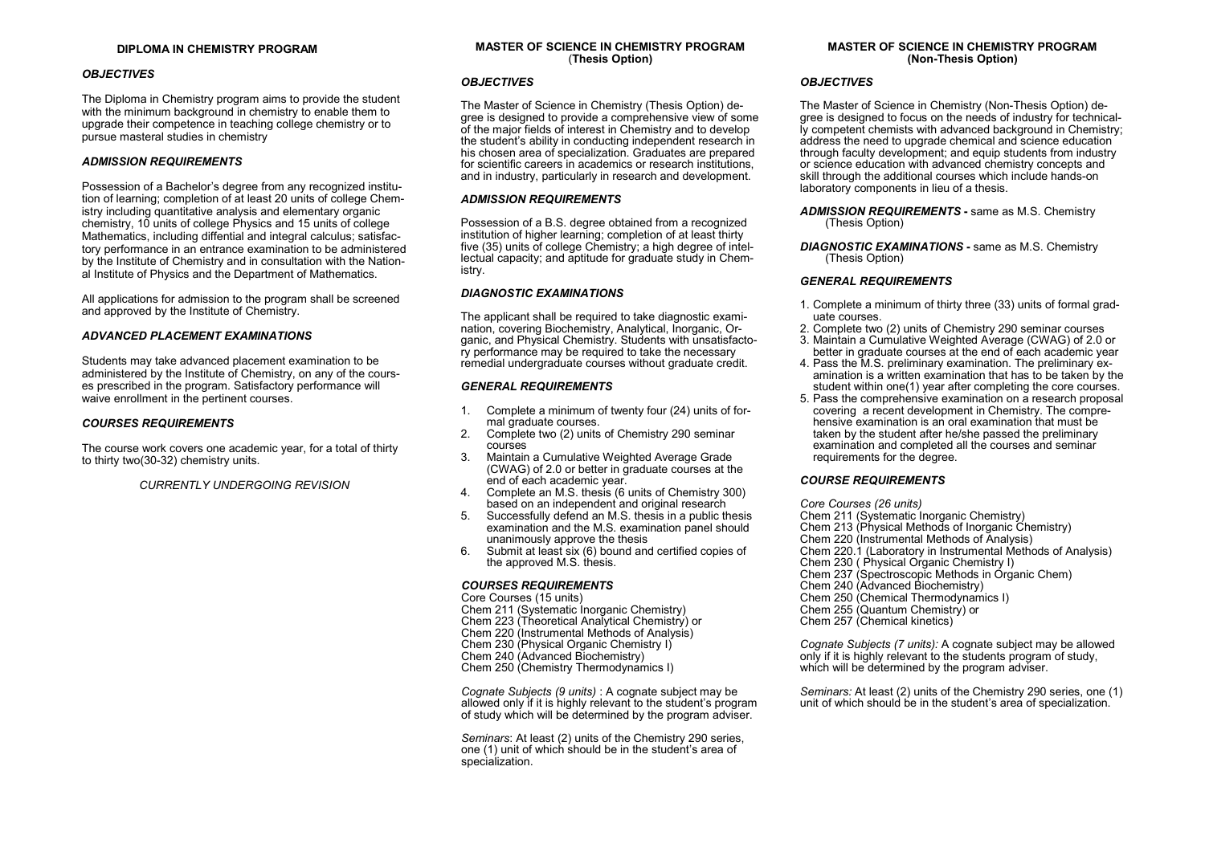## DIPLOMA IN CHEMISTRY PROGRAM

### *OBJECTIVES*

The Diploma in Chemistry program aims to provide the student with the minimum background in chemistry to enable them to upgrade their competence in teaching college chemistry or to pursue masteral studies in chemistry

### *ADMISSION REQUIREMENTS*

Possession of a Bachelor's degree from any recognized institution of learning; completion of at least 20 units of college Chemistry including quantitative analysis and elementary organic chemistry, 10 units of college Physics and 15 units of college Mathematics, including diffential and integral calculus; satisfactory performance in an entrance examination to be administered by the Institute of Chemistry and in consultation with the National Institute of Physics and the Department of Mathematics.

All applications for admission to the program shall be screened and approved by the Institute of Chemistry.

### *ADVANCED PLACEMENT EXAMINATIONS*

Students may take advanced placement examination to be administered by the Institute of Chemistry, on any of the courses prescribed in the program. Satisfactory performance will waive enrollment in the pertinent courses.

### *COURSES REQUIREMENTS*

The course work covers one academic year, for a total of thirty to thirty two(30-32) chemistry units.

*CURRENTLY UNDERGOING REVISION*

## MASTER OF SCIENCE IN CHEMISTRY PROGRAM (Thesis Option)

### *OBJECTIVES*

The Master of Science in Chemistry (Thesis Option) degree is designed to provide a comprehensive view of some of the major fields of interest in Chemistry and to develop the student's ability in conducting independent research in his chosen area of specialization. Graduates are prepared for scientific careers in academics or research institutions, and in industry, particularly in research and development.

### *ADMISSION REQUIREMENTS*

Possession of a B.S. degree obtained from a recognized institution of higher learning; completion of at least thirty five (35) units of college Chemistry; a high degree of intellectual capacity; and aptitude for graduate study in Chemistry.

### *DIAGNOSTIC EXAMINATIONS*

The applicant shall be required to take diagnostic examination, covering Biochemistry, Analytical, Inorganic, Organic, and Physical Chemistry. Students with unsatisfactory performance may be required to take the necessary remedial undergraduate courses without graduate credit.

### *GENERAL REQUIREMENTS*

1. Complete a minimum of twenty four (24) units of formal graduate courses.
2. Complete two (2) units of Chemistry 290 seminar courses
3. Maintain a Cumulative Weighted Average Grade (CWAG) of 2.0 or better in graduate courses at the end of each academic year.
4. Complete an M.S. thesis (6 units of Chemistry 300) based on an independent and original research
5. Successfully defend an M.S. thesis in a public thesis examination and the M.S. examination panel should unanimously approve the thesis
6. Submit at least six (6) bound and certified copies of the approved M.S. thesis.

### *COURSES REQUIREMENTS*

Core Courses (15 units)
Chem 211 (Systematic Inorganic Chemistry)
Chem 223 (Theoretical Analytical Chemistry) or
Chem 220 (Instrumental Methods of Analysis)
Chem 230 (Physical Organic Chemistry I)
Chem 240 (Advanced Biochemistry)
Chem 250 (Chemistry Thermodynamics I)

*Cognate Subjects (9 units)* : A cognate subject may be allowed only if it is highly relevant to the student's program of study which will be determined by the program adviser.

*Seminars*: At least (2) units of the Chemistry 290 series, one (1) unit of which should be in the student's area of specialization.

## MASTER OF SCIENCE IN CHEMISTRY PROGRAM (Non-Thesis Option)

### *OBJECTIVES*

The Master of Science in Chemistry (Non-Thesis Option) degree is designed to focus on the needs of industry for technically competent chemists with advanced background in Chemistry; address the need to upgrade chemical and science education through faculty development; and equip students from industry or science education with advanced chemistry concepts and skill through the additional courses which include hands-on laboratory components in lieu of a thesis.

***ADMISSION REQUIREMENTS -*** same as M.S. Chemistry (Thesis Option)

***DIAGNOSTIC EXAMINATIONS -*** same as M.S. Chemistry (Thesis Option)

### *GENERAL REQUIREMENTS*

1. Complete a minimum of thirty three (33) units of formal graduate courses.
2. Complete two (2) units of Chemistry 290 seminar courses
3. Maintain a Cumulative Weighted Average (CWAG) of 2.0 or better in graduate courses at the end of each academic year
4. Pass the M.S. preliminary examination. The preliminary examination is a written examination that has to be taken by the student within one(1) year after completing the core courses.
5. Pass the comprehensive examination on a research proposal covering a recent development in Chemistry. The comprehensive examination is an oral examination that must be taken by the student after he/she passed the preliminary examination and completed all the courses and seminar requirements for the degree.

### *COURSE REQUIREMENTS*

*Core Courses (26 units)*
Chem 211 (Systematic Inorganic Chemistry)
Chem 213 (Physical Methods of Inorganic Chemistry)
Chem 220 (Instrumental Methods of Analysis)
Chem 220.1 (Laboratory in Instrumental Methods of Analysis)
Chem 230 ( Physical Organic Chemistry I)
Chem 237 (Spectroscopic Methods in Organic Chem)
Chem 240 (Advanced Biochemistry)
Chem 250 (Chemical Thermodynamics I)
Chem 255 (Quantum Chemistry) or
Chem 257 (Chemical kinetics)

*Cognate Subjects (7 units):* A cognate subject may be allowed only if it is highly relevant to the students program of study, which will be determined by the program adviser.

*Seminars:* At least (2) units of the Chemistry 290 series, one (1) unit of which should be in the student's area of specialization.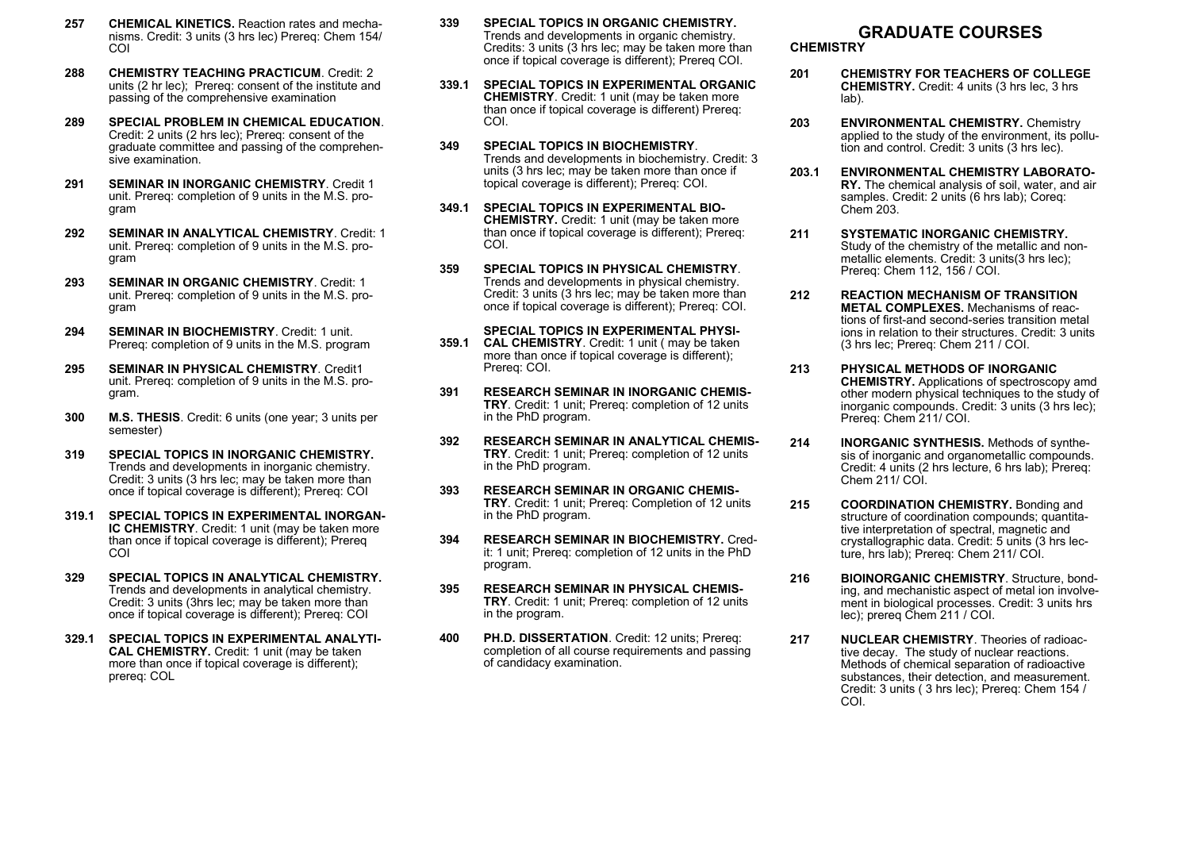**257** **CHEMICAL KINETICS.** Reaction rates and mechanisms. Credit: 3 units (3 hrs lec) Prereq: Chem 154/ COI

**288** **CHEMISTRY TEACHING PRACTICUM**. Credit: 2 units (2 hr lec); Prereq: consent of the institute and passing of the comprehensive examination

**289** **SPECIAL PROBLEM IN CHEMICAL EDUCATION**. Credit: 2 units (2 hrs lec); Prereq: consent of the graduate committee and passing of the comprehensive examination.

**291** **SEMINAR IN INORGANIC CHEMISTRY**. Credit 1 unit. Prereq: completion of 9 units in the M.S. program

**292** **SEMINAR IN ANALYTICAL CHEMISTRY**. Credit: 1 unit. Prereq: completion of 9 units in the M.S. program

**293** **SEMINAR IN ORGANIC CHEMISTRY**. Credit: 1 unit. Prereq: completion of 9 units in the M.S. program

**294** **SEMINAR IN BIOCHEMISTRY**. Credit: 1 unit. Prereq: completion of 9 units in the M.S. program

**295** **SEMINAR IN PHYSICAL CHEMISTRY**. Credit1 unit. Prereq: completion of 9 units in the M.S. program.

**300** **M.S. THESIS**. Credit: 6 units (one year; 3 units per semester)

**319** **SPECIAL TOPICS IN INORGANIC CHEMISTRY.** Trends and developments in inorganic chemistry. Credit: 3 units (3 hrs lec; may be taken more than once if topical coverage is different); Prereq: COI

**319.1** **SPECIAL TOPICS IN EXPERIMENTAL INORGANIC CHEMISTRY**. Credit: 1 unit (may be taken more than once if topical coverage is different); Prereq COI

**329** **SPECIAL TOPICS IN ANALYTICAL CHEMISTRY.** Trends and developments in analytical chemistry. Credit: 3 units (3hrs lec; may be taken more than once if topical coverage is different); Prereq: COI

**329.1** **SPECIAL TOPICS IN EXPERIMENTAL ANALYTICAL CHEMISTRY.** Credit: 1 unit (may be taken more than once if topical coverage is different); prereq: COL

**339** **SPECIAL TOPICS IN ORGANIC CHEMISTRY.** Trends and developments in organic chemistry. Credits: 3 units (3 hrs lec; may be taken more than once if topical coverage is different); Prereq COI.

**339.1** **SPECIAL TOPICS IN EXPERIMENTAL ORGANIC CHEMISTRY**. Credit: 1 unit (may be taken more than once if topical coverage is different) Prereq: COI.

**349** **SPECIAL TOPICS IN BIOCHEMISTRY**. Trends and developments in biochemistry. Credit: 3 units (3 hrs lec; may be taken more than once if topical coverage is different); Prereq: COI.

**349.1** **SPECIAL TOPICS IN EXPERIMENTAL BIOCHEMISTRY.** Credit: 1 unit (may be taken more than once if topical coverage is different); Prereq: COI.

**359** **SPECIAL TOPICS IN PHYSICAL CHEMISTRY**. Trends and developments in physical chemistry. Credit: 3 units (3 hrs lec; may be taken more than once if topical coverage is different); Prereq: COI.

**359.1** **SPECIAL TOPICS IN EXPERIMENTAL PHYSICAL CHEMISTRY**. Credit: 1 unit ( may be taken more than once if topical coverage is different); Prereq: COI.

**391** **RESEARCH SEMINAR IN INORGANIC CHEMISTRY**. Credit: 1 unit; Prereq: completion of 12 units in the PhD program.

**392** **RESEARCH SEMINAR IN ANALYTICAL CHEMISTRY**. Credit: 1 unit; Prereq: completion of 12 units in the PhD program.

**393** **RESEARCH SEMINAR IN ORGANIC CHEMISTRY**. Credit: 1 unit; Prereq: Completion of 12 units in the PhD program.

**394** **RESEARCH SEMINAR IN BIOCHEMISTRY.** Credit: 1 unit; Prereq: completion of 12 units in the PhD program.

**395** **RESEARCH SEMINAR IN PHYSICAL CHEMISTRY**. Credit: 1 unit; Prereq: completion of 12 units in the program.

**400** **PH.D. DISSERTATION**. Credit: 12 units; Prereq: completion of all course requirements and passing of candidacy examination.

# GRADUATE COURSES

**CHEMISTRY**

**201** **CHEMISTRY FOR TEACHERS OF COLLEGE CHEMISTRY.** Credit: 4 units (3 hrs lec, 3 hrs lab).

**203** **ENVIRONMENTAL CHEMISTRY.** Chemistry applied to the study of the environment, its pollution and control. Credit: 3 units (3 hrs lec).

**203.1** **ENVIRONMENTAL CHEMISTRY LABORATORY.** The chemical analysis of soil, water, and air samples. Credit: 2 units (6 hrs lab); Coreq: Chem 203.

**211** **SYSTEMATIC INORGANIC CHEMISTRY.** Study of the chemistry of the metallic and nonmetallic elements. Credit: 3 units(3 hrs lec); Prereq: Chem 112, 156 / COI.

**212** **REACTION MECHANISM OF TRANSITION METAL COMPLEXES.** Mechanisms of reactions of first-and second-series transition metal ions in relation to their structures. Credit: 3 units (3 hrs lec; Prereq: Chem 211 / COI.

**213** **PHYSICAL METHODS OF INORGANIC CHEMISTRY.** Applications of spectroscopy amd other modern physical techniques to the study of inorganic compounds. Credit: 3 units (3 hrs lec); Prereq: Chem 211/ COI.

**214** **INORGANIC SYNTHESIS.** Methods of synthesis of inorganic and organometallic compounds. Credit: 4 units (2 hrs lecture, 6 hrs lab); Prereq: Chem 211/ COI.

**215** **COORDINATION CHEMISTRY.** Bonding and structure of coordination compounds; quantitative interpretation of spectral, magnetic and crystallographic data. Credit: 5 units (3 hrs lecture, hrs lab); Prereq: Chem 211/ COI.

**216** **BIOINORGANIC CHEMISTRY**. Structure, bonding, and mechanistic aspect of metal ion involvement in biological processes. Credit: 3 units hrs lec); prereq Chem 211 / COI.

**217** **NUCLEAR CHEMISTRY**. Theories of radioactive decay. The study of nuclear reactions. Methods of chemical separation of radioactive substances, their detection, and measurement. Credit: 3 units ( 3 hrs lec); Prereq: Chem 154 / COI.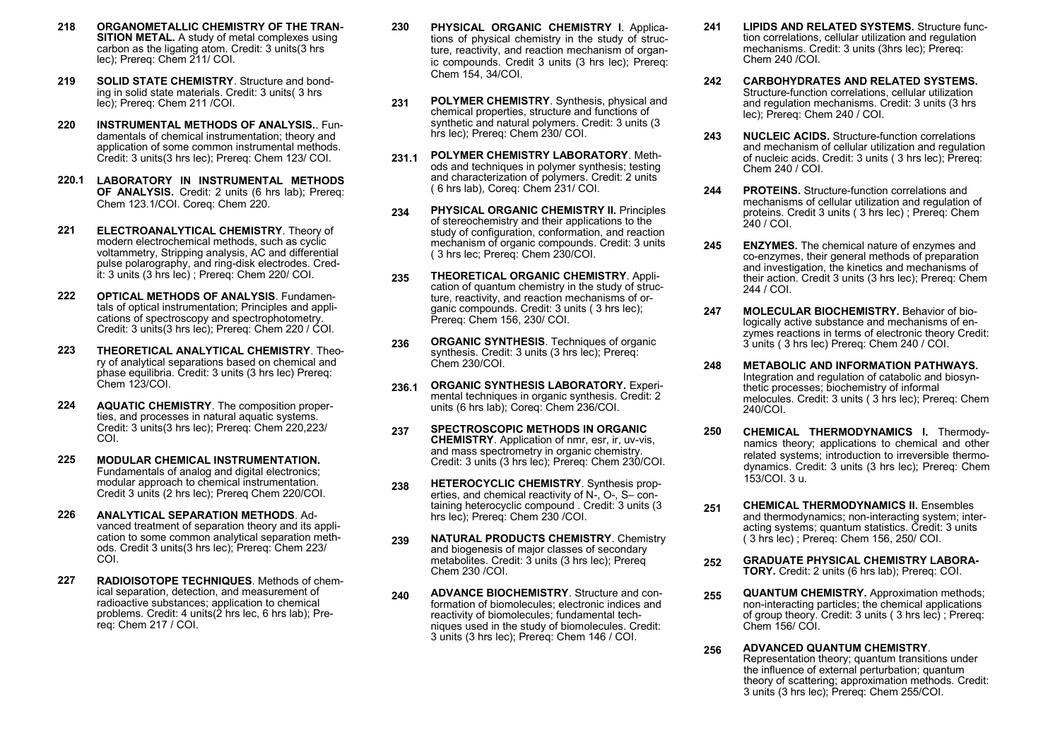**218** **ORGANOMETALLIC CHEMISTRY OF THE TRANSITION METAL.** A study of metal complexes using carbon as the ligating atom. Credit: 3 units(3 hrs lec); Prereq: Chem 211/ COI.

**219** **SOLID STATE CHEMISTRY**. Structure and bonding in solid state materials. Credit: 3 units( 3 hrs lec); Prereq: Chem 211 /COI.

**220** **INSTRUMENTAL METHODS OF ANALYSIS.**. Fundamentals of chemical instrumentation; theory and application of some common instrumental methods. Credit: 3 units(3 hrs lec); Prereq: Chem 123/ COI.

**220.1** **LABORATORY IN INSTRUMENTAL METHODS OF ANALYSIS.** Credit: 2 units (6 hrs lab); Prereq: Chem 123.1/COI. Coreq: Chem 220.

**221** **ELECTROANALYTICAL CHEMISTRY**. Theory of modern electrochemical methods, such as cyclic voltammetry, Stripping analysis, AC and differential pulse polarography, and ring-disk electrodes. Credit: 3 units (3 hrs lec) ; Prereq: Chem 220/ COI.

**222** **OPTICAL METHODS OF ANALYSIS**. Fundamentals of optical instrumentation; Principles and applications of spectroscopy and spectrophotometry. Credit: 3 units(3 hrs lec); Prereq: Chem 220 / COI.

**223** **THEORETICAL ANALYTICAL CHEMISTRY**. Theory of analytical separations based on chemical and phase equilibria. Credit: 3 units (3 hrs lec) Prereq: Chem 123/COI.

**224** **AQUATIC CHEMISTRY**. The composition properties, and processes in natural aquatic systems. Credit: 3 units(3 hrs lec); Prereq: Chem 220,223/ COI.

**225** **MODULAR CHEMICAL INSTRUMENTATION.** Fundamentals of analog and digital electronics; modular approach to chemical instrumentation. Credit 3 units (2 hrs lec); Prereq Chem 220/COI.

**226** **ANALYTICAL SEPARATION METHODS**. Advanced treatment of separation theory and its application to some common analytical separation methods. Credit 3 units(3 hrs lec); Prereq: Chem 223/ COI.

**227** **RADIOISOTOPE TECHNIQUES**. Methods of chemical separation, detection, and measurement of radioactive substances; application to chemical problems. Credit: 4 units(2 hrs lec, 6 hrs lab); Prereq: Chem 217 / COI.

**230** **PHYSICAL ORGANIC CHEMISTRY I**. Applications of physical chemistry in the study of structure, reactivity, and reaction mechanism of organic compounds. Credit 3 units (3 hrs lec); Prereq: Chem 154, 34/COI.

**231** **POLYMER CHEMISTRY**. Synthesis, physical and chemical properties, structure and functions of synthetic and natural polymers. Credit: 3 units (3 hrs lec); Prereq: Chem 230/ COI.

**231.1** **POLYMER CHEMISTRY LABORATORY**. Methods and techniques in polymer synthesis; testing and characterization of polymers. Credit: 2 units ( 6 hrs lab), Coreq: Chem 231/ COI.

**234** **PHYSICAL ORGANIC CHEMISTRY II.** Principles of stereochemistry and their applications to the study of configuration, conformation, and reaction mechanism of organic compounds. Credit: 3 units ( 3 hrs lec; Prereq: Chem 230/COI.

**235** **THEORETICAL ORGANIC CHEMISTRY**. Application of quantum chemistry in the study of structure, reactivity, and reaction mechanisms of organic compounds. Credit: 3 units ( 3 hrs lec); Prereq: Chem 156, 230/ COI.

**236** **ORGANIC SYNTHESIS**. Techniques of organic synthesis. Credit: 3 units (3 hrs lec); Prereq: Chem 230/COI.

**236.1** **ORGANIC SYNTHESIS LABORATORY.** Experimental techniques in organic synthesis. Credit: 2 units (6 hrs lab); Coreq: Chem 236/COI.

**237** **SPECTROSCOPIC METHODS IN ORGANIC CHEMISTRY**. Application of nmr, esr, ir, uv-vis, and mass spectrometry in organic chemistry. Credit: 3 units (3 hrs lec); Prereq: Chem 230/COI.

**238** **HETEROCYCLIC CHEMISTRY**. Synthesis properties, and chemical reactivity of N-, O-, S– containing heterocyclic compound . Credit: 3 units (3 hrs lec); Prereq: Chem 230 /COI.

**239** **NATURAL PRODUCTS CHEMISTRY**. Chemistry and biogenesis of major classes of secondary metabolites. Credit: 3 units (3 hrs lec); Prereq Chem 230 /COI.

**240** **ADVANCE BIOCHEMISTRY**. Structure and conformation of biomolecules; electronic indices and reactivity of biomolecules; fundamental techniques used in the study of biomolecules. Credit: 3 units (3 hrs lec); Prereq: Chem 146 / COI.

**241** **LIPIDS AND RELATED SYSTEMS.** Structure function correlations, cellular utilization and regulation mechanisms. Credit: 3 units (3hrs lec); Prereq: Chem 240 /COI.

**242** **CARBOHYDRATES AND RELATED SYSTEMS.** Structure-function correlations, cellular utilization and regulation mechanisms. Credit: 3 units (3 hrs lec); Prereq: Chem 240 / COI.

**243** **NUCLEIC ACIDS.** Structure-function correlations and mechanism of cellular utilization and regulation of nucleic acids. Credit: 3 units ( 3 hrs lec); Prereq: Chem 240 / COI.

**244** **PROTEINS.** Structure-function correlations and mechanisms of cellular utilization and regulation of proteins. Credit 3 units ( 3 hrs lec) ; Prereq: Chem 240 / COI.

**245** **ENZYMES.** The chemical nature of enzymes and co-enzymes, their general methods of preparation and investigation, the kinetics and mechanisms of their action. Credit 3 units (3 hrs lec); Prereq: Chem 244 / COI.

**247** **MOLECULAR BIOCHEMISTRY.** Behavior of biologically active substance and mechanisms of enzymes reactions in terms of electronic theory Credit: 3 units ( 3 hrs lec) Prereq: Chem 240 / COI.

**248** **METABOLIC AND INFORMATION PATHWAYS.** Integration and regulation of catabolic and biosynthetic processes; biochemistry of informal melocules. Credit: 3 units ( 3 hrs lec); Prereq: Chem 240/COI.

**250** **CHEMICAL THERMODYNAMICS I.** Thermodynamics theory; applications to chemical and other related systems; introduction to irreversible thermodynamics. Credit: 3 units (3 hrs lec); Prereq: Chem 153/COI. 3 u.

**251** **CHEMICAL THERMODYNAMICS II.** Ensembles and thermodynamics; non-interacting system; interacting systems; quantum statistics. Credit: 3 units ( 3 hrs lec) ; Prereq: Chem 156, 250/ COI.

**252** **GRADUATE PHYSICAL CHEMISTRY LABORATORY.** Credit: 2 units (6 hrs lab); Prereq: COI.

**255** **QUANTUM CHEMISTRY.** Approximation methods; non-interacting particles; the chemical applications of group theory. Credit: 3 units ( 3 hrs lec) ; Prereq: Chem 156/ COI.

**256** **ADVANCED QUANTUM CHEMISTRY**. Representation theory; quantum transitions under the influence of external perturbation; quantum theory of scattering; approximation methods. Credit: 3 units (3 hrs lec); Prereq: Chem 255/COI.